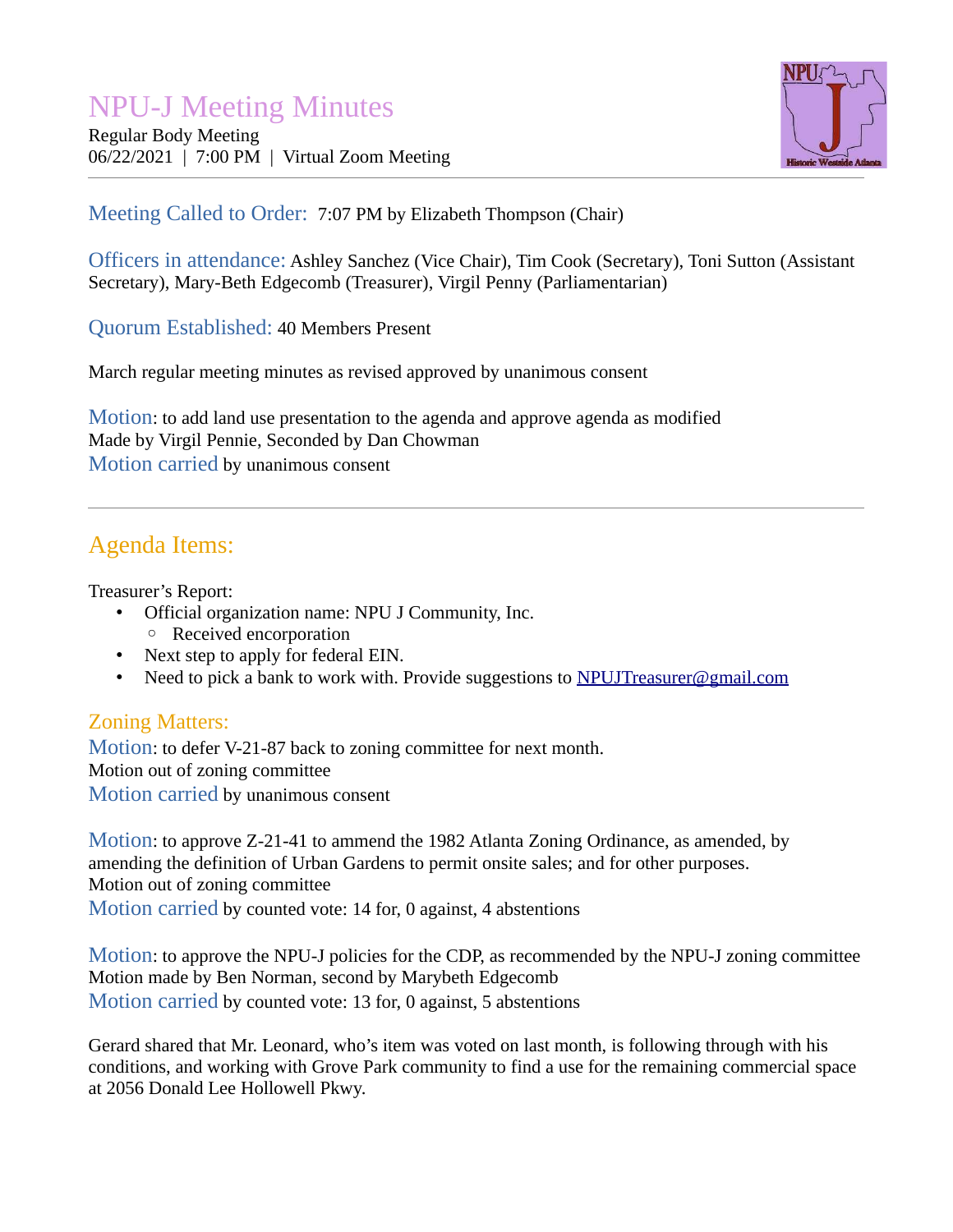# NPU-J Meeting Minutes

Regular Body Meeting
06/22/2021 | 7:00 PM | Virtual Zoom Meeting

---

**Meeting Called to Order:** 7:07 PM by Elizabeth Thompson (Chair)

**Officers in attendance:** Ashley Sanchez (Vice Chair), Tim Cook (Secretary), Toni Sutton (Assistant Secretary), Mary-Beth Edgecomb (Treasurer), Virgil Penny (Parliamentarian)

**Quorum Established:** 40 Members Present

March regular meeting minutes as revised approved by unanimous consent

**Motion**: to add land use presentation to the agenda and approve agenda as modified
Made by Virgil Pennie, Seconded by Dan Chowman
**Motion carried** by unanimous consent

---

## Agenda Items:

Treasurer's Report:

- Official organization name: NPU J Community, Inc.
  - Received encorporation
- Next step to apply for federal EIN.
- Need to pick a bank to work with. Provide suggestions to NPUJTreasurer@gmail.com

### Zoning Matters:

**Motion**: to defer V-21-87 back to zoning committee for next month.
Motion out of zoning committee
**Motion carried** by unanimous consent

**Motion**: to approve Z-21-41 to ammend the 1982 Atlanta Zoning Ordinance, as amended, by amending the definition of Urban Gardens to permit onsite sales; and for other purposes.
Motion out of zoning committee
**Motion carried** by counted vote: 14 for, 0 against, 4 abstentions

**Motion**: to approve the NPU-J policies for the CDP, as recommended by the NPU-J zoning committee
Motion made by Ben Norman, second by Marybeth Edgecomb
**Motion carried** by counted vote: 13 for, 0 against, 5 abstentions

Gerard shared that Mr. Leonard, who's item was voted on last month, is following through with his conditions, and working with Grove Park community to find a use for the remaining commercial space at 2056 Donald Lee Hollowell Pkwy.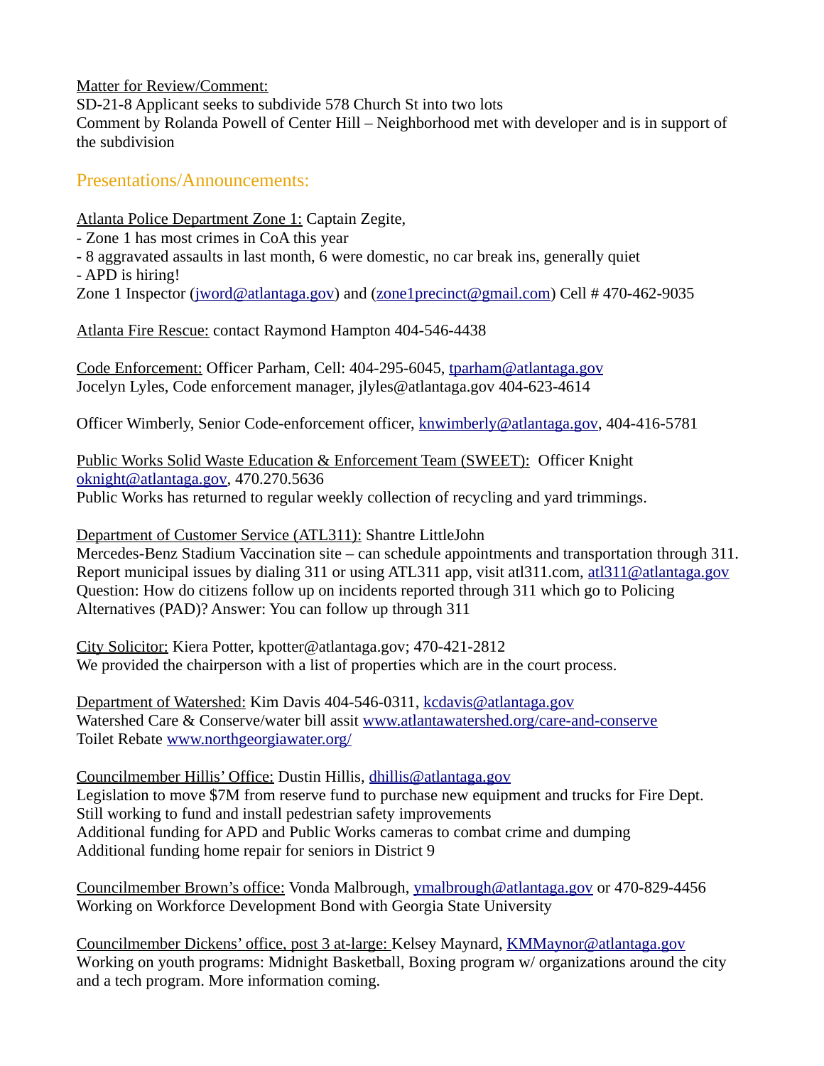Matter for Review/Comment:
SD-21-8 Applicant seeks to subdivide 578 Church St into two lots
Comment by Rolanda Powell of Center Hill – Neighborhood met with developer and is in support of the subdivision

## Presentations/Announcements:

Atlanta Police Department Zone 1: Captain Zegite,
- Zone 1 has most crimes in CoA this year
- 8 aggravated assaults in last month, 6 were domestic, no car break ins, generally quiet
- APD is hiring!

Zone 1 Inspector (jword@atlantaga.gov) and (zone1precinct@gmail.com) Cell # 470-462-9035

Atlanta Fire Rescue: contact Raymond Hampton 404-546-4438

Code Enforcement: Officer Parham, Cell: 404-295-6045, tparham@atlantaga.gov
Jocelyn Lyles, Code enforcement manager, jlyles@atlantaga.gov 404-623-4614

Officer Wimberly, Senior Code-enforcement officer, knwimberly@atlantaga.gov, 404-416-5781

Public Works Solid Waste Education & Enforcement Team (SWEET): Officer Knight oknight@atlantaga.gov, 470.270.5636
Public Works has returned to regular weekly collection of recycling and yard trimmings.

Department of Customer Service (ATL311): Shantre LittleJohn
Mercedes-Benz Stadium Vaccination site – can schedule appointments and transportation through 311.
Report municipal issues by dialing 311 or using ATL311 app, visit atl311.com, atl311@atlantaga.gov
Question: How do citizens follow up on incidents reported through 311 which go to Policing Alternatives (PAD)? Answer: You can follow up through 311

City Solicitor: Kiera Potter, kpotter@atlantaga.gov; 470-421-2812
We provided the chairperson with a list of properties which are in the court process.

Department of Watershed: Kim Davis 404-546-0311, kcdavis@atlantaga.gov
Watershed Care & Conserve/water bill assit www.atlantawatershed.org/care-and-conserve
Toilet Rebate www.northgeorgiawater.org/

Councilmember Hillis' Office: Dustin Hillis, dhillis@atlantaga.gov
Legislation to move $7M from reserve fund to purchase new equipment and trucks for Fire Dept.
Still working to fund and install pedestrian safety improvements
Additional funding for APD and Public Works cameras to combat crime and dumping
Additional funding home repair for seniors in District 9

Councilmember Brown's office: Vonda Malbrough, ymalbrough@atlantaga.gov or 470-829-4456
Working on Workforce Development Bond with Georgia State University

Councilmember Dickens' office, post 3 at-large: Kelsey Maynard, KMMaynor@atlantaga.gov
Working on youth programs: Midnight Basketball, Boxing program w/ organizations around the city and a tech program. More information coming.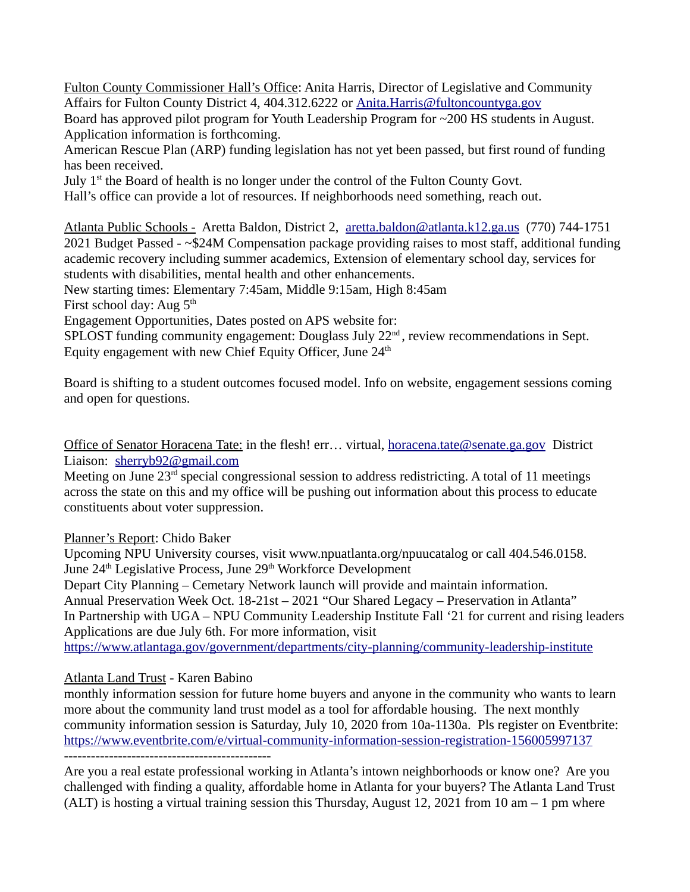Fulton County Commissioner Hall's Office: Anita Harris, Director of Legislative and Community Affairs for Fulton County District 4, 404.312.6222 or Anita.Harris@fultoncountyga.gov
Board has approved pilot program for Youth Leadership Program for ~200 HS students in August. Application information is forthcoming.
American Rescue Plan (ARP) funding legislation has not yet been passed, but first round of funding has been received.
July 1st the Board of health is no longer under the control of the Fulton County Govt.
Hall's office can provide a lot of resources. If neighborhoods need something, reach out.

Atlanta Public Schools - Aretta Baldon, District 2, aretta.baldon@atlanta.k12.ga.us (770) 744-1751
2021 Budget Passed - ~$24M Compensation package providing raises to most staff, additional funding academic recovery including summer academics, Extension of elementary school day, services for students with disabilities, mental health and other enhancements.
New starting times: Elementary 7:45am, Middle 9:15am, High 8:45am
First school day: Aug 5th
Engagement Opportunities, Dates posted on APS website for:
SPLOST funding community engagement: Douglass July 22nd, review recommendations in Sept.
Equity engagement with new Chief Equity Officer, June 24th

Board is shifting to a student outcomes focused model. Info on website, engagement sessions coming and open for questions.

Office of Senator Horacena Tate: in the flesh! err… virtual, horacena.tate@senate.ga.gov District Liaison: sherryb92@gmail.com
Meeting on June 23rd special congressional session to address redistricting. A total of 11 meetings across the state on this and my office will be pushing out information about this process to educate constituents about voter suppression.

Planner's Report: Chido Baker
Upcoming NPU University courses, visit www.npuatlanta.org/npuucatalog or call 404.546.0158.
June 24th Legislative Process, June 29th Workforce Development
Depart City Planning – Cemetary Network launch will provide and maintain information.
Annual Preservation Week Oct. 18-21st – 2021 "Our Shared Legacy – Preservation in Atlanta"
In Partnership with UGA – NPU Community Leadership Institute Fall '21 for current and rising leaders Applications are due July 6th. For more information, visit https://www.atlantaga.gov/government/departments/city-planning/community-leadership-institute

Atlanta Land Trust - Karen Babino
monthly information session for future home buyers and anyone in the community who wants to learn more about the community land trust model as a tool for affordable housing. The next monthly community information session is Saturday, July 10, 2020 from 10a-1130a. Pls register on Eventbrite: https://www.eventbrite.com/e/virtual-community-information-session-registration-156005997137

----------------------------------------------

Are you a real estate professional working in Atlanta's intown neighborhoods or know one? Are you challenged with finding a quality, affordable home in Atlanta for your buyers? The Atlanta Land Trust (ALT) is hosting a virtual training session this Thursday, August 12, 2021 from 10 am – 1 pm where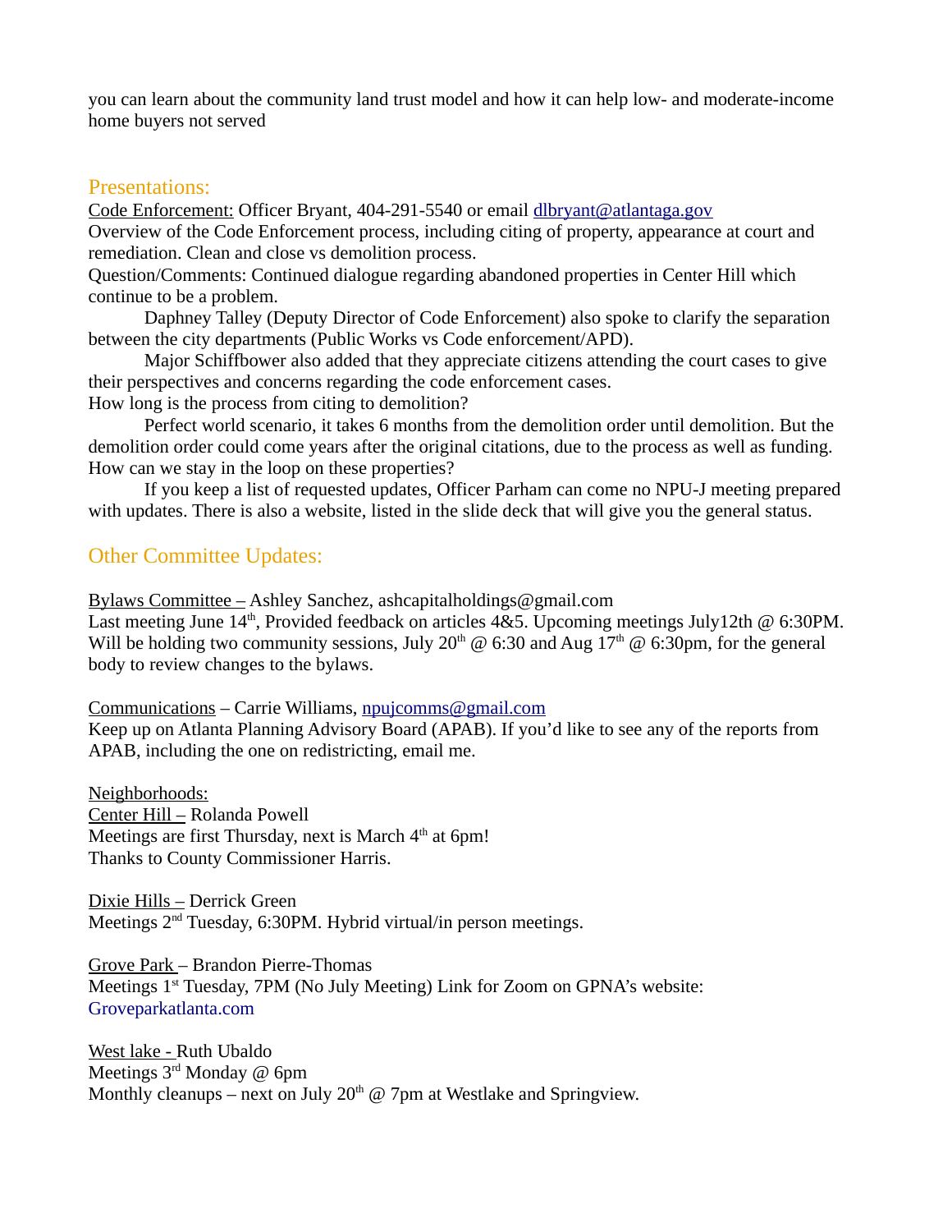you can learn about the community land trust model and how it can help low- and moderate-income home buyers not served

## Presentations:

Code Enforcement: Officer Bryant, 404-291-5540 or email dlbryant@atlantaga.gov

Overview of the Code Enforcement process, including citing of property, appearance at court and remediation. Clean and close vs demolition process.

Question/Comments: Continued dialogue regarding abandoned properties in Center Hill which continue to be a problem.

Daphney Talley (Deputy Director of Code Enforcement) also spoke to clarify the separation between the city departments (Public Works vs Code enforcement/APD).

Major Schiffbower also added that they appreciate citizens attending the court cases to give their perspectives and concerns regarding the code enforcement cases.

How long is the process from citing to demolition?

Perfect world scenario, it takes 6 months from the demolition order until demolition. But the demolition order could come years after the original citations, due to the process as well as funding.

How can we stay in the loop on these properties?

If you keep a list of requested updates, Officer Parham can come no NPU-J meeting prepared with updates. There is also a website, listed in the slide deck that will give you the general status.

## Other Committee Updates:

Bylaws Committee – Ashley Sanchez, ashcapitalholdings@gmail.com

Last meeting June 14th, Provided feedback on articles 4&5. Upcoming meetings July12th @ 6:30PM. Will be holding two community sessions, July 20th @ 6:30 and Aug 17th @ 6:30pm, for the general body to review changes to the bylaws.

Communications – Carrie Williams, npujcomms@gmail.com

Keep up on Atlanta Planning Advisory Board (APAB). If you'd like to see any of the reports from APAB, including the one on redistricting, email me.

Neighborhoods:

Center Hill – Rolanda Powell

Meetings are first Thursday, next is March 4th at 6pm!

Thanks to County Commissioner Harris.

Dixie Hills – Derrick Green

Meetings 2nd Tuesday, 6:30PM. Hybrid virtual/in person meetings.

Grove Park – Brandon Pierre-Thomas

Meetings 1st Tuesday, 7PM (No July Meeting) Link for Zoom on GPNA's website: Groveparkatlanta.com

West lake - Ruth Ubaldo

Meetings 3rd Monday @ 6pm

Monthly cleanups – next on July 20th @ 7pm at Westlake and Springview.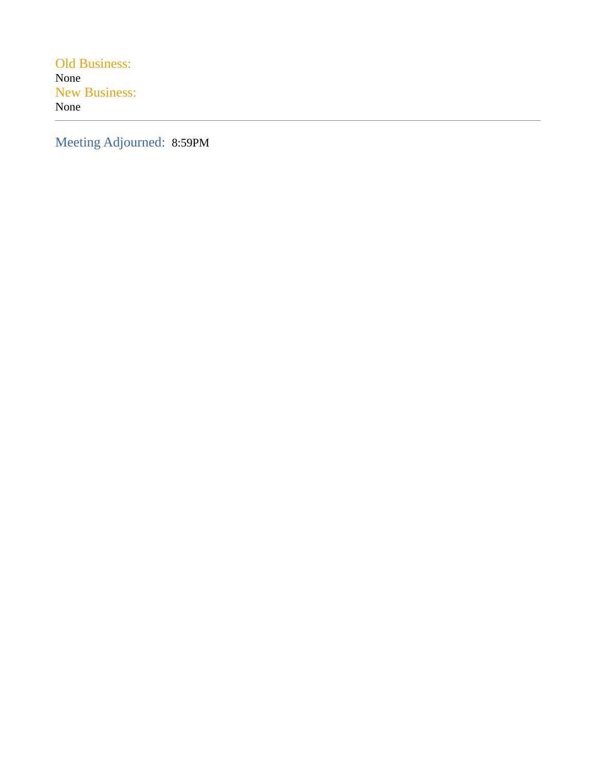## Old Business:

None

## New Business:

None

---

## Meeting Adjourned: 8:59PM